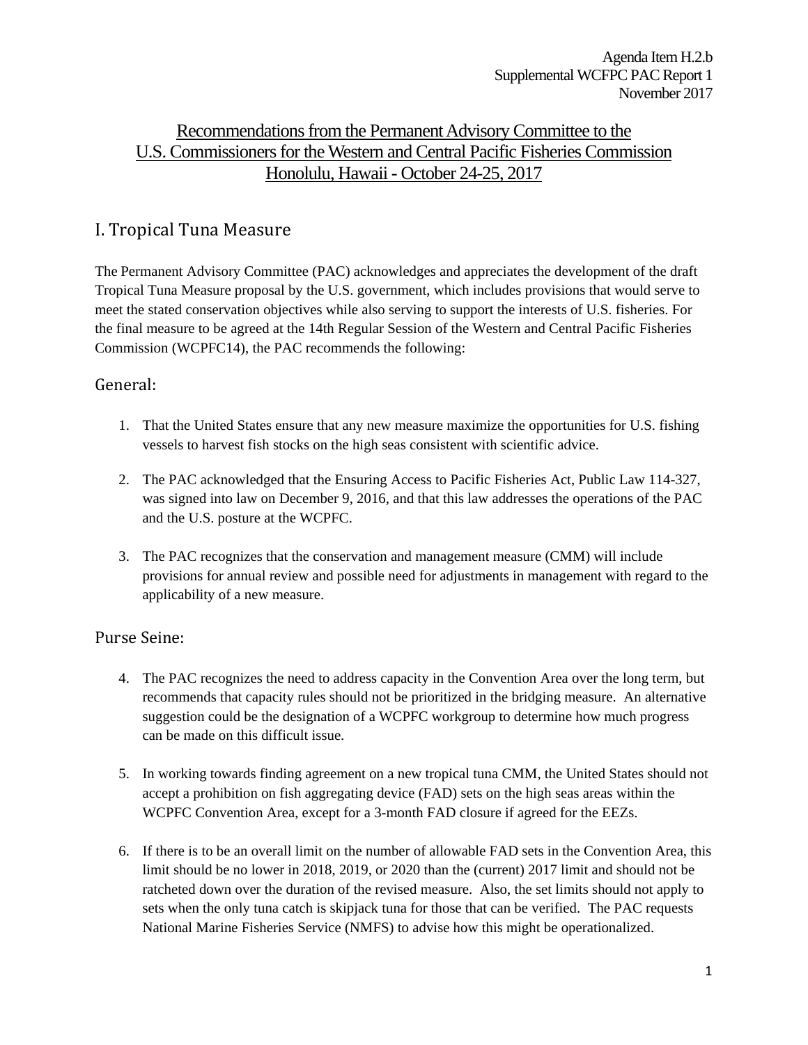Agenda Item H.2.b
Supplemental WCFPC PAC Report 1
November 2017

# Recommendations from the Permanent Advisory Committee to the U.S. Commissioners for the Western and Central Pacific Fisheries Commission Honolulu, Hawaii - October 24-25, 2017

## I. Tropical Tuna Measure

The Permanent Advisory Committee (PAC) acknowledges and appreciates the development of the draft Tropical Tuna Measure proposal by the U.S. government, which includes provisions that would serve to meet the stated conservation objectives while also serving to support the interests of U.S. fisheries. For the final measure to be agreed at the 14th Regular Session of the Western and Central Pacific Fisheries Commission (WCPFC14), the PAC recommends the following:

### General:

1. That the United States ensure that any new measure maximize the opportunities for U.S. fishing vessels to harvest fish stocks on the high seas consistent with scientific advice.

2. The PAC acknowledged that the Ensuring Access to Pacific Fisheries Act, Public Law 114-327, was signed into law on December 9, 2016, and that this law addresses the operations of the PAC and the U.S. posture at the WCPFC.

3. The PAC recognizes that the conservation and management measure (CMM) will include provisions for annual review and possible need for adjustments in management with regard to the applicability of a new measure.

### Purse Seine:

4. The PAC recognizes the need to address capacity in the Convention Area over the long term, but recommends that capacity rules should not be prioritized in the bridging measure. An alternative suggestion could be the designation of a WCPFC workgroup to determine how much progress can be made on this difficult issue.

5. In working towards finding agreement on a new tropical tuna CMM, the United States should not accept a prohibition on fish aggregating device (FAD) sets on the high seas areas within the WCPFC Convention Area, except for a 3-month FAD closure if agreed for the EEZs.

6. If there is to be an overall limit on the number of allowable FAD sets in the Convention Area, this limit should be no lower in 2018, 2019, or 2020 than the (current) 2017 limit and should not be ratcheted down over the duration of the revised measure. Also, the set limits should not apply to sets when the only tuna catch is skipjack tuna for those that can be verified. The PAC requests National Marine Fisheries Service (NMFS) to advise how this might be operationalized.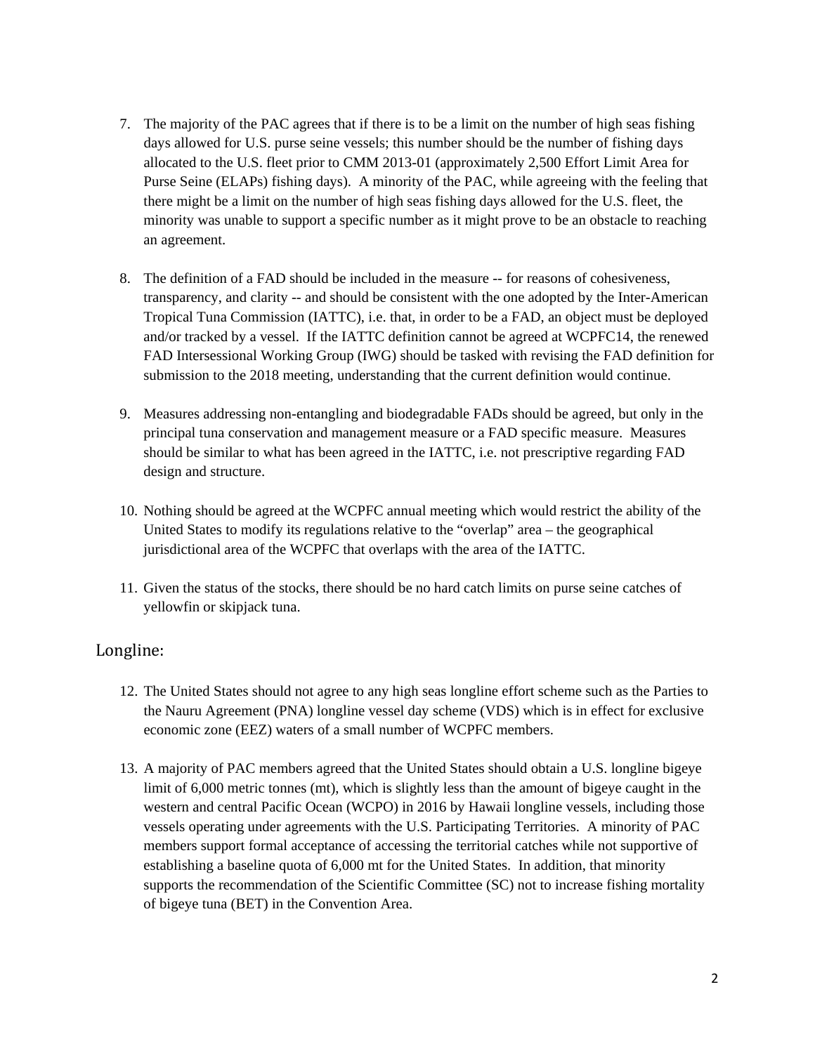7. The majority of the PAC agrees that if there is to be a limit on the number of high seas fishing days allowed for U.S. purse seine vessels; this number should be the number of fishing days allocated to the U.S. fleet prior to CMM 2013-01 (approximately 2,500 Effort Limit Area for Purse Seine (ELAPs) fishing days). A minority of the PAC, while agreeing with the feeling that there might be a limit on the number of high seas fishing days allowed for the U.S. fleet, the minority was unable to support a specific number as it might prove to be an obstacle to reaching an agreement.

8. The definition of a FAD should be included in the measure -- for reasons of cohesiveness, transparency, and clarity -- and should be consistent with the one adopted by the Inter-American Tropical Tuna Commission (IATTC), i.e. that, in order to be a FAD, an object must be deployed and/or tracked by a vessel. If the IATTC definition cannot be agreed at WCPFC14, the renewed FAD Intersessional Working Group (IWG) should be tasked with revising the FAD definition for submission to the 2018 meeting, understanding that the current definition would continue.

9. Measures addressing non-entangling and biodegradable FADs should be agreed, but only in the principal tuna conservation and management measure or a FAD specific measure. Measures should be similar to what has been agreed in the IATTC, i.e. not prescriptive regarding FAD design and structure.

10. Nothing should be agreed at the WCPFC annual meeting which would restrict the ability of the United States to modify its regulations relative to the "overlap" area – the geographical jurisdictional area of the WCPFC that overlaps with the area of the IATTC.

11. Given the status of the stocks, there should be no hard catch limits on purse seine catches of yellowfin or skipjack tuna.

## Longline:

12. The United States should not agree to any high seas longline effort scheme such as the Parties to the Nauru Agreement (PNA) longline vessel day scheme (VDS) which is in effect for exclusive economic zone (EEZ) waters of a small number of WCPFC members.

13. A majority of PAC members agreed that the United States should obtain a U.S. longline bigeye limit of 6,000 metric tonnes (mt), which is slightly less than the amount of bigeye caught in the western and central Pacific Ocean (WCPO) in 2016 by Hawaii longline vessels, including those vessels operating under agreements with the U.S. Participating Territories. A minority of PAC members support formal acceptance of accessing the territorial catches while not supportive of establishing a baseline quota of 6,000 mt for the United States. In addition, that minority supports the recommendation of the Scientific Committee (SC) not to increase fishing mortality of bigeye tuna (BET) in the Convention Area.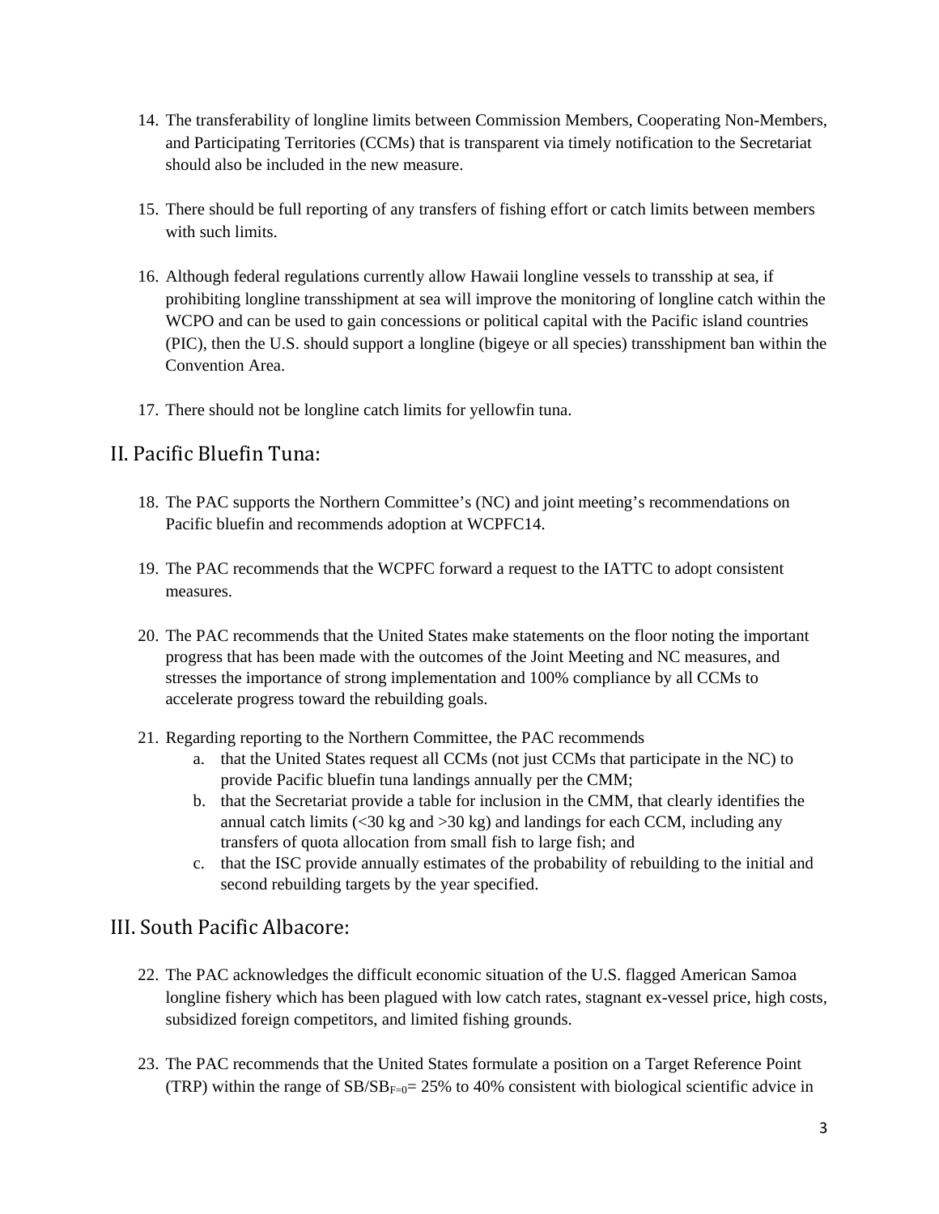14. The transferability of longline limits between Commission Members, Cooperating Non-Members, and Participating Territories (CCMs) that is transparent via timely notification to the Secretariat should also be included in the new measure.

15. There should be full reporting of any transfers of fishing effort or catch limits between members with such limits.

16. Although federal regulations currently allow Hawaii longline vessels to transship at sea, if prohibiting longline transshipment at sea will improve the monitoring of longline catch within the WCPO and can be used to gain concessions or political capital with the Pacific island countries (PIC), then the U.S. should support a longline (bigeye or all species) transshipment ban within the Convention Area.

17. There should not be longline catch limits for yellowfin tuna.

## II. Pacific Bluefin Tuna:

18. The PAC supports the Northern Committee's (NC) and joint meeting's recommendations on Pacific bluefin and recommends adoption at WCPFC14.

19. The PAC recommends that the WCPFC forward a request to the IATTC to adopt consistent measures.

20. The PAC recommends that the United States make statements on the floor noting the important progress that has been made with the outcomes of the Joint Meeting and NC measures, and stresses the importance of strong implementation and 100% compliance by all CCMs to accelerate progress toward the rebuilding goals.

21. Regarding reporting to the Northern Committee, the PAC recommends
    a. that the United States request all CCMs (not just CCMs that participate in the NC) to provide Pacific bluefin tuna landings annually per the CMM;
    b. that the Secretariat provide a table for inclusion in the CMM, that clearly identifies the annual catch limits (<30 kg and >30 kg) and landings for each CCM, including any transfers of quota allocation from small fish to large fish; and
    c. that the ISC provide annually estimates of the probability of rebuilding to the initial and second rebuilding targets by the year specified.

## III. South Pacific Albacore:

22. The PAC acknowledges the difficult economic situation of the U.S. flagged American Samoa longline fishery which has been plagued with low catch rates, stagnant ex-vessel price, high costs, subsidized foreign competitors, and limited fishing grounds.

23. The PAC recommends that the United States formulate a position on a Target Reference Point (TRP) within the range of $SB/SB_{F=0}$= 25% to 40% consistent with biological scientific advice in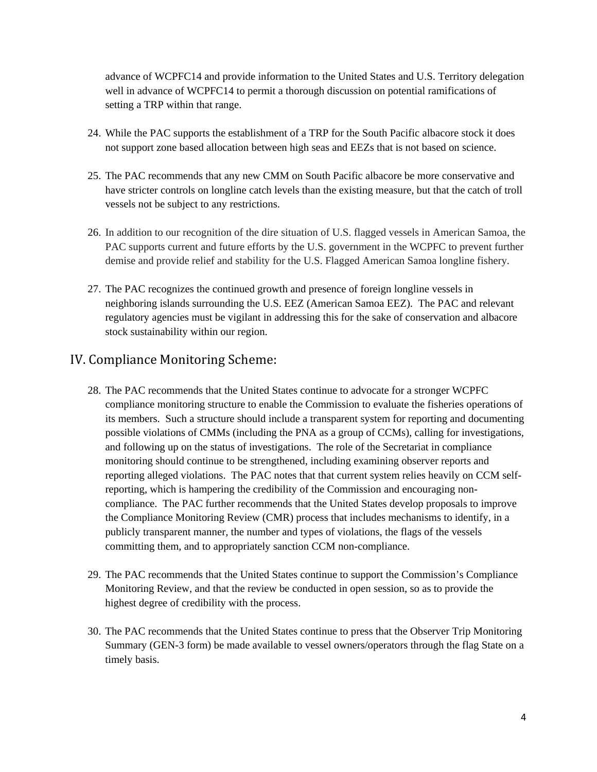advance of WCPFC14 and provide information to the United States and U.S. Territory delegation well in advance of WCPFC14 to permit a thorough discussion on potential ramifications of setting a TRP within that range.

24. While the PAC supports the establishment of a TRP for the South Pacific albacore stock it does not support zone based allocation between high seas and EEZs that is not based on science.

25. The PAC recommends that any new CMM on South Pacific albacore be more conservative and have stricter controls on longline catch levels than the existing measure, but that the catch of troll vessels not be subject to any restrictions.

26. In addition to our recognition of the dire situation of U.S. flagged vessels in American Samoa, the PAC supports current and future efforts by the U.S. government in the WCPFC to prevent further demise and provide relief and stability for the U.S. Flagged American Samoa longline fishery.

27. The PAC recognizes the continued growth and presence of foreign longline vessels in neighboring islands surrounding the U.S. EEZ (American Samoa EEZ). The PAC and relevant regulatory agencies must be vigilant in addressing this for the sake of conservation and albacore stock sustainability within our region.

## IV. Compliance Monitoring Scheme:

28. The PAC recommends that the United States continue to advocate for a stronger WCPFC compliance monitoring structure to enable the Commission to evaluate the fisheries operations of its members. Such a structure should include a transparent system for reporting and documenting possible violations of CMMs (including the PNA as a group of CCMs), calling for investigations, and following up on the status of investigations. The role of the Secretariat in compliance monitoring should continue to be strengthened, including examining observer reports and reporting alleged violations. The PAC notes that that current system relies heavily on CCM self-reporting, which is hampering the credibility of the Commission and encouraging non-compliance. The PAC further recommends that the United States develop proposals to improve the Compliance Monitoring Review (CMR) process that includes mechanisms to identify, in a publicly transparent manner, the number and types of violations, the flags of the vessels committing them, and to appropriately sanction CCM non-compliance.

29. The PAC recommends that the United States continue to support the Commission's Compliance Monitoring Review, and that the review be conducted in open session, so as to provide the highest degree of credibility with the process.

30. The PAC recommends that the United States continue to press that the Observer Trip Monitoring Summary (GEN-3 form) be made available to vessel owners/operators through the flag State on a timely basis.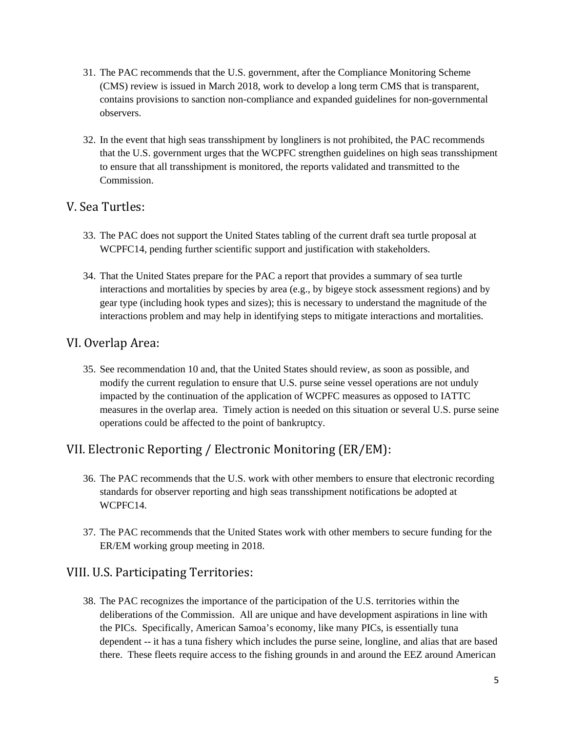31. The PAC recommends that the U.S. government, after the Compliance Monitoring Scheme (CMS) review is issued in March 2018, work to develop a long term CMS that is transparent, contains provisions to sanction non-compliance and expanded guidelines for non-governmental observers.

32. In the event that high seas transshipment by longliners is not prohibited, the PAC recommends that the U.S. government urges that the WCPFC strengthen guidelines on high seas transshipment to ensure that all transshipment is monitored, the reports validated and transmitted to the Commission.

## V. Sea Turtles:

33. The PAC does not support the United States tabling of the current draft sea turtle proposal at WCPFC14, pending further scientific support and justification with stakeholders.

34. That the United States prepare for the PAC a report that provides a summary of sea turtle interactions and mortalities by species by area (e.g., by bigeye stock assessment regions) and by gear type (including hook types and sizes); this is necessary to understand the magnitude of the interactions problem and may help in identifying steps to mitigate interactions and mortalities.

## VI. Overlap Area:

35. See recommendation 10 and, that the United States should review, as soon as possible, and modify the current regulation to ensure that U.S. purse seine vessel operations are not unduly impacted by the continuation of the application of WCPFC measures as opposed to IATTC measures in the overlap area. Timely action is needed on this situation or several U.S. purse seine operations could be affected to the point of bankruptcy.

## VII. Electronic Reporting / Electronic Monitoring (ER/EM):

36. The PAC recommends that the U.S. work with other members to ensure that electronic recording standards for observer reporting and high seas transshipment notifications be adopted at WCPFC14.

37. The PAC recommends that the United States work with other members to secure funding for the ER/EM working group meeting in 2018.

## VIII. U.S. Participating Territories:

38. The PAC recognizes the importance of the participation of the U.S. territories within the deliberations of the Commission. All are unique and have development aspirations in line with the PICs. Specifically, American Samoa's economy, like many PICs, is essentially tuna dependent -- it has a tuna fishery which includes the purse seine, longline, and alias that are based there. These fleets require access to the fishing grounds in and around the EEZ around American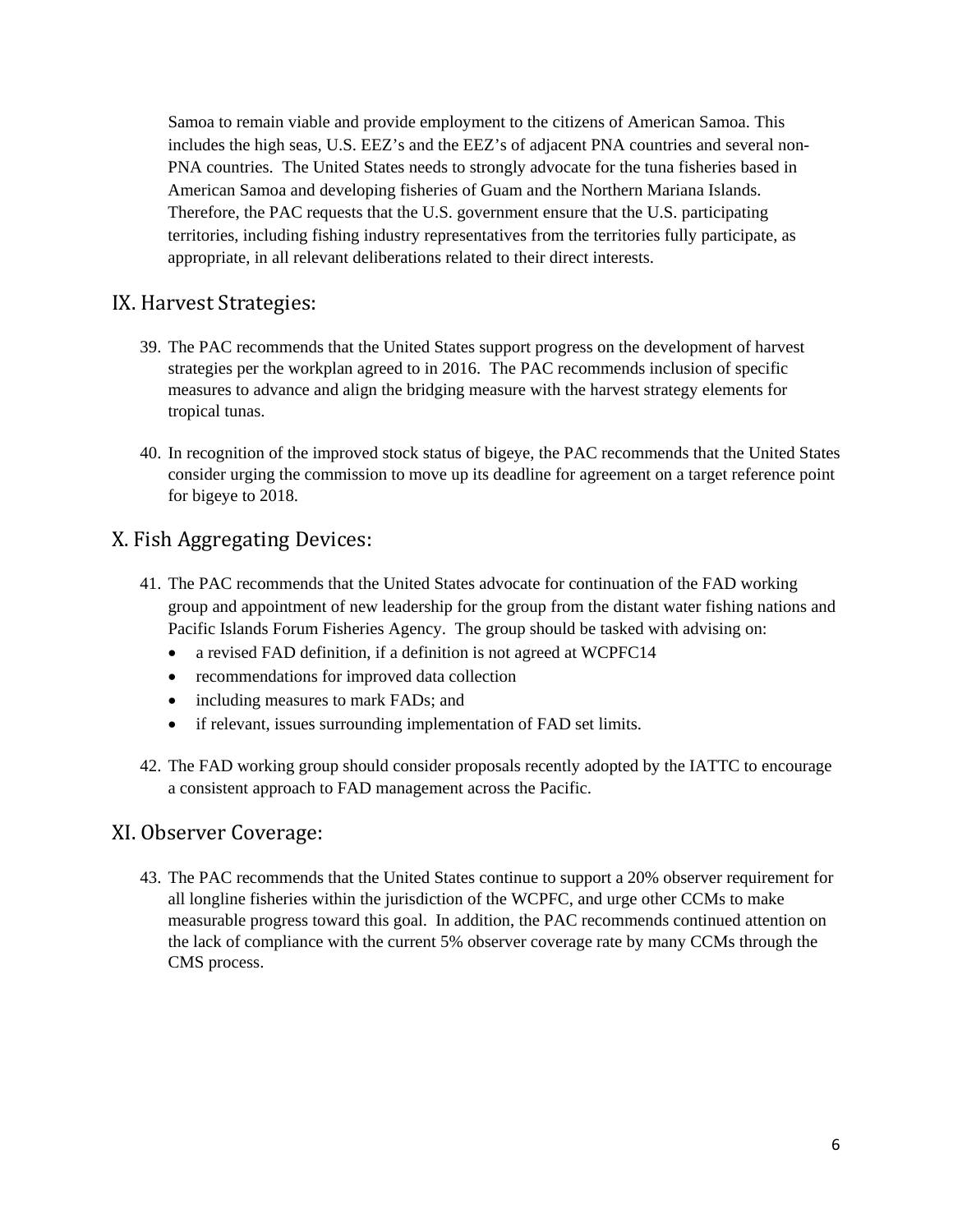Samoa to remain viable and provide employment to the citizens of American Samoa. This includes the high seas, U.S. EEZ's and the EEZ's of adjacent PNA countries and several non-PNA countries. The United States needs to strongly advocate for the tuna fisheries based in American Samoa and developing fisheries of Guam and the Northern Mariana Islands. Therefore, the PAC requests that the U.S. government ensure that the U.S. participating territories, including fishing industry representatives from the territories fully participate, as appropriate, in all relevant deliberations related to their direct interests.

## IX. Harvest Strategies:

39. The PAC recommends that the United States support progress on the development of harvest strategies per the workplan agreed to in 2016. The PAC recommends inclusion of specific measures to advance and align the bridging measure with the harvest strategy elements for tropical tunas.

40. In recognition of the improved stock status of bigeye, the PAC recommends that the United States consider urging the commission to move up its deadline for agreement on a target reference point for bigeye to 2018.

## X. Fish Aggregating Devices:

41. The PAC recommends that the United States advocate for continuation of the FAD working group and appointment of new leadership for the group from the distant water fishing nations and Pacific Islands Forum Fisheries Agency. The group should be tasked with advising on:
    - a revised FAD definition, if a definition is not agreed at WCPFC14
    - recommendations for improved data collection
    - including measures to mark FADs; and
    - if relevant, issues surrounding implementation of FAD set limits.

42. The FAD working group should consider proposals recently adopted by the IATTC to encourage a consistent approach to FAD management across the Pacific.

## XI. Observer Coverage:

43. The PAC recommends that the United States continue to support a 20% observer requirement for all longline fisheries within the jurisdiction of the WCPFC, and urge other CCMs to make measurable progress toward this goal. In addition, the PAC recommends continued attention on the lack of compliance with the current 5% observer coverage rate by many CCMs through the CMS process.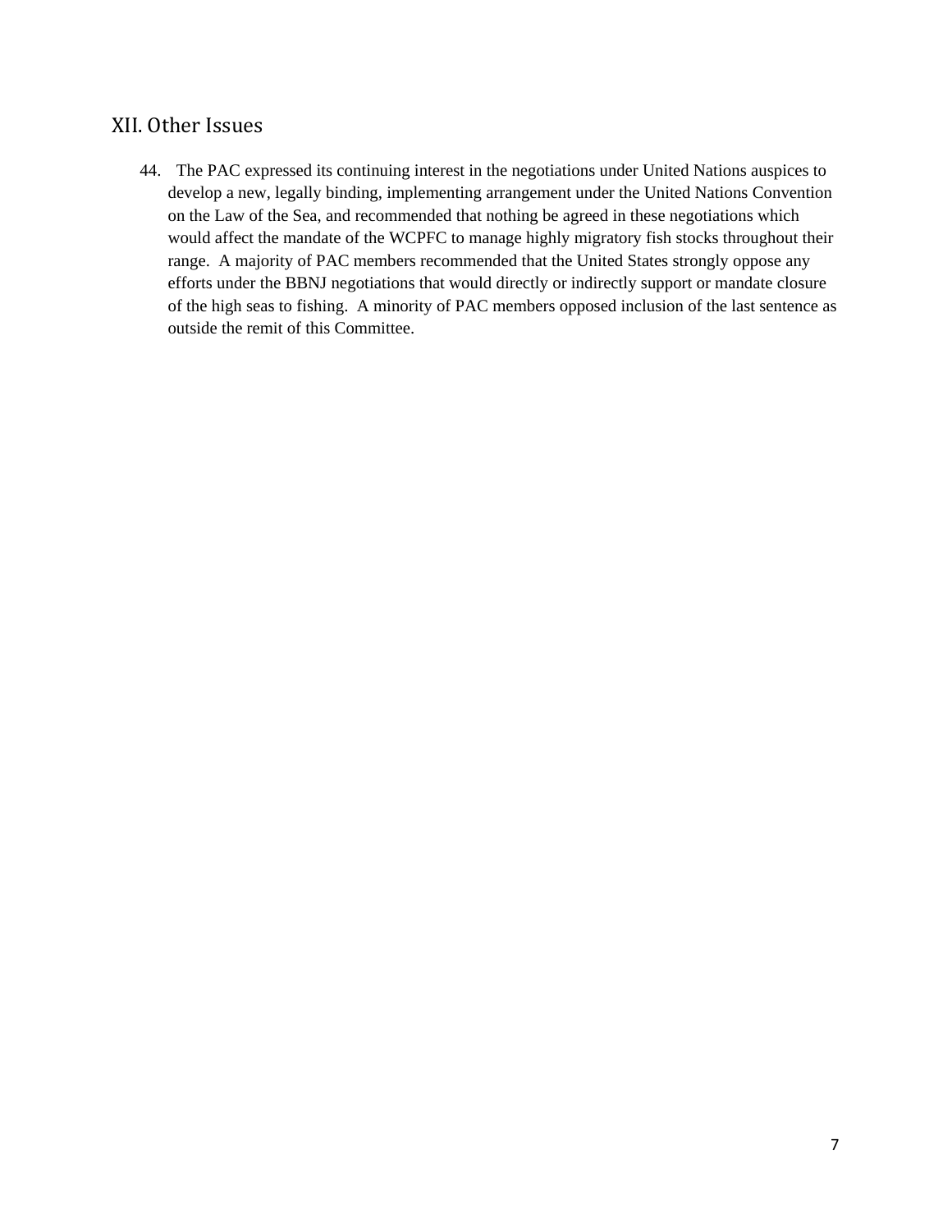## XII. Other Issues

44. The PAC expressed its continuing interest in the negotiations under United Nations auspices to develop a new, legally binding, implementing arrangement under the United Nations Convention on the Law of the Sea, and recommended that nothing be agreed in these negotiations which would affect the mandate of the WCPFC to manage highly migratory fish stocks throughout their range. A majority of PAC members recommended that the United States strongly oppose any efforts under the BBNJ negotiations that would directly or indirectly support or mandate closure of the high seas to fishing. A minority of PAC members opposed inclusion of the last sentence as outside the remit of this Committee.